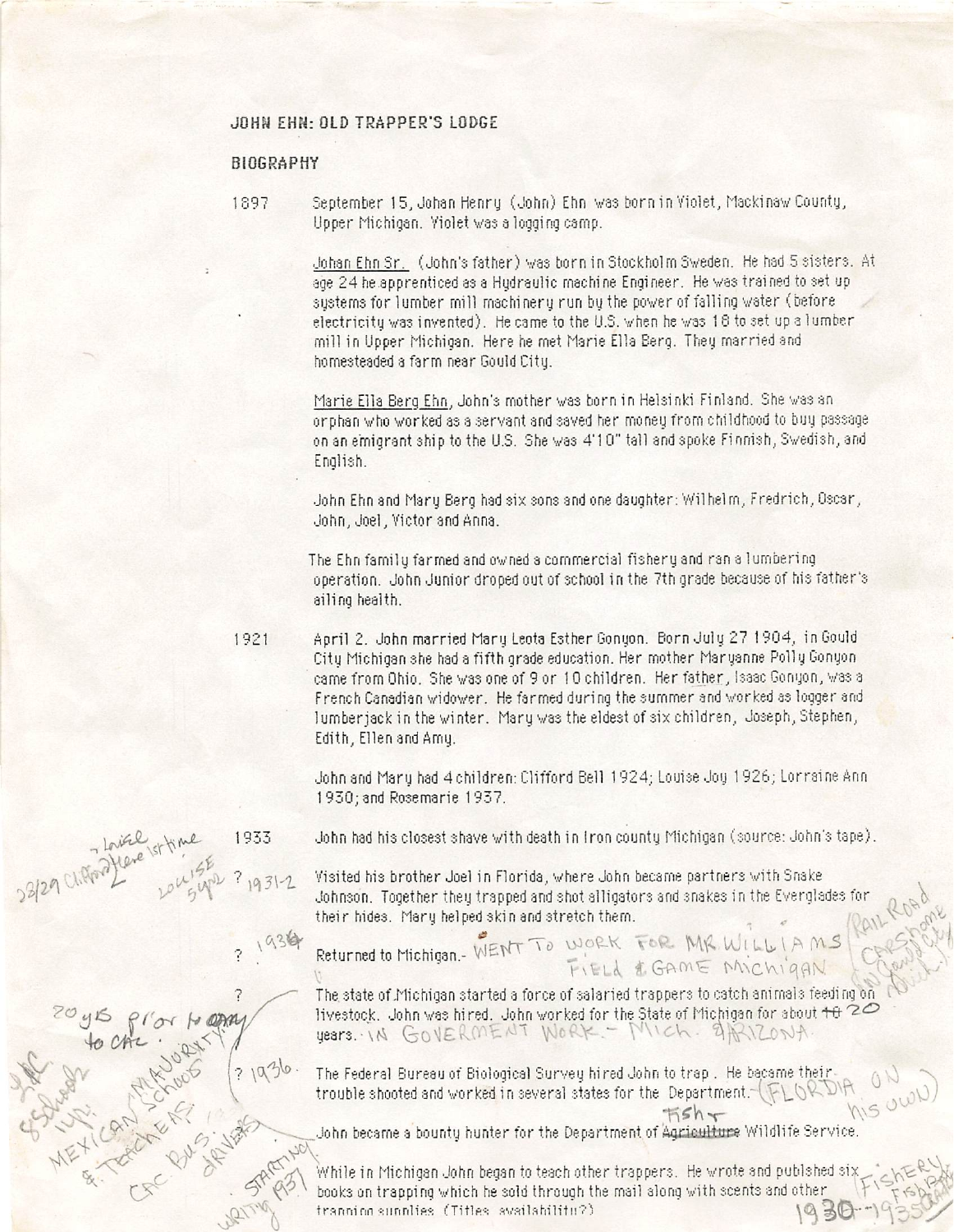# JOHN EHN: OLD TRAPPER'S LODGE

## BIOGRAPHY

1897 September 15, Johan Henry (John) Ehn was born in Violet, Mackinaw County, Upper Michigan. Violet was a logging camp.

Johan Ehn Sr. (John's father) was born in Stockholm Sweden. He had 5 sisters. At age 24 he apprenticed as a Hydraulic machine Engineer. He was trained to set up systems for lumber mill machinery run by the power of falling water (before electricity was invented). He came to the U.S. when he was 18 to set up a lumber mill in Upper Michigan. Here he met Marie Ella Berg. They married and homesteaded a farm near Gould City.

Marie Ella Berg Ehn, John's mother was born in Helsinki Finland. She was an orphan who worked as a servant and saved her money from childhood to buy passage on an emigrant ship to the U.S. She was 4'10" tall and spoke Finnish, Swedish, and English.

John Ehn and Mary Berg had six sons and one daughter: Wilhelm, Fredrich, Oscar, John, Joel, Victor and Anna.

The Ehn family farmed and owned a commercial fishery and ran a lumbering operation. John Junior droped out of school in the 7th grade because of his father's ailing health.

1921 April 2. John married Mary Leota Esther Gonyon. Born July 27 1904, in Gould City Michigan she had a fifth grade education. Her mother Maryanne Polly Gonyon came from Ohio. She was one of 9 or 10 children. Her father, Isaac Gonyon, was a French Canadian widower. He farmed during the summer and worked as logger and lumberjack in the winter. Mary was the eldest of six children, Joseph, Stephen, Edith, Ellen and Amy.

John and Mary had 4 children: Clifford Bell 1924; Louise Joy 1926; Lorraine Ann 1930; and Rosemarie 1937.

1933 John had his closest shave with death in Iron county Michigan (source: John's tape).

? 1931-2 Visited his brother Joel in Florida, where John became partners with Snake Johnson. Together they trapped and shot alligators and snakes in the Everglades for their hides. Mary helped skin and stretch them.

[handwritten margin: 28/29 Clifford here 1st time, Louise; Louise 5 yrs]

? 1934 Returned to Michigan.- WENT TO WORK FOR MR. WILLIAMS FIELD & GAME MICHIGAN

[handwritten margin: RAIL ROAD CARS home in Gould City Mich.]

? The state of Michigan started a force of salaried trappers to catch animals feeding on livestock. John was hired. John worked for the State of Michigan for about ~~10~~ 20 years. IN GOVERMENT WORK.- Mich. & ARIZONA.

[handwritten margin: 20 yrs prior to CAL. to CAL.]

? 1936. The Federal Bureau of Biological Survey hired John to trap. He became their trouble shooted and worked in several states for the Department. (FLORIDA ON his own)

John became a bounty hunter for the Department of ~~Agriculture~~ Fish Wildlife Service.

[handwritten margin: LAC. 85 school IUP. MAJORITY MEXICAN SCHOOLS & TEACHERS CAC BUS DRIVERS]

STARTING WRITING 1931 While in Michigan John began to teach other trappers. He wrote and published six books on trapping which he sold through the mail along with scents and other trapping supplies. (Titles, availability?)

[handwritten margin: FISHERY Fish Bait 1930-1935]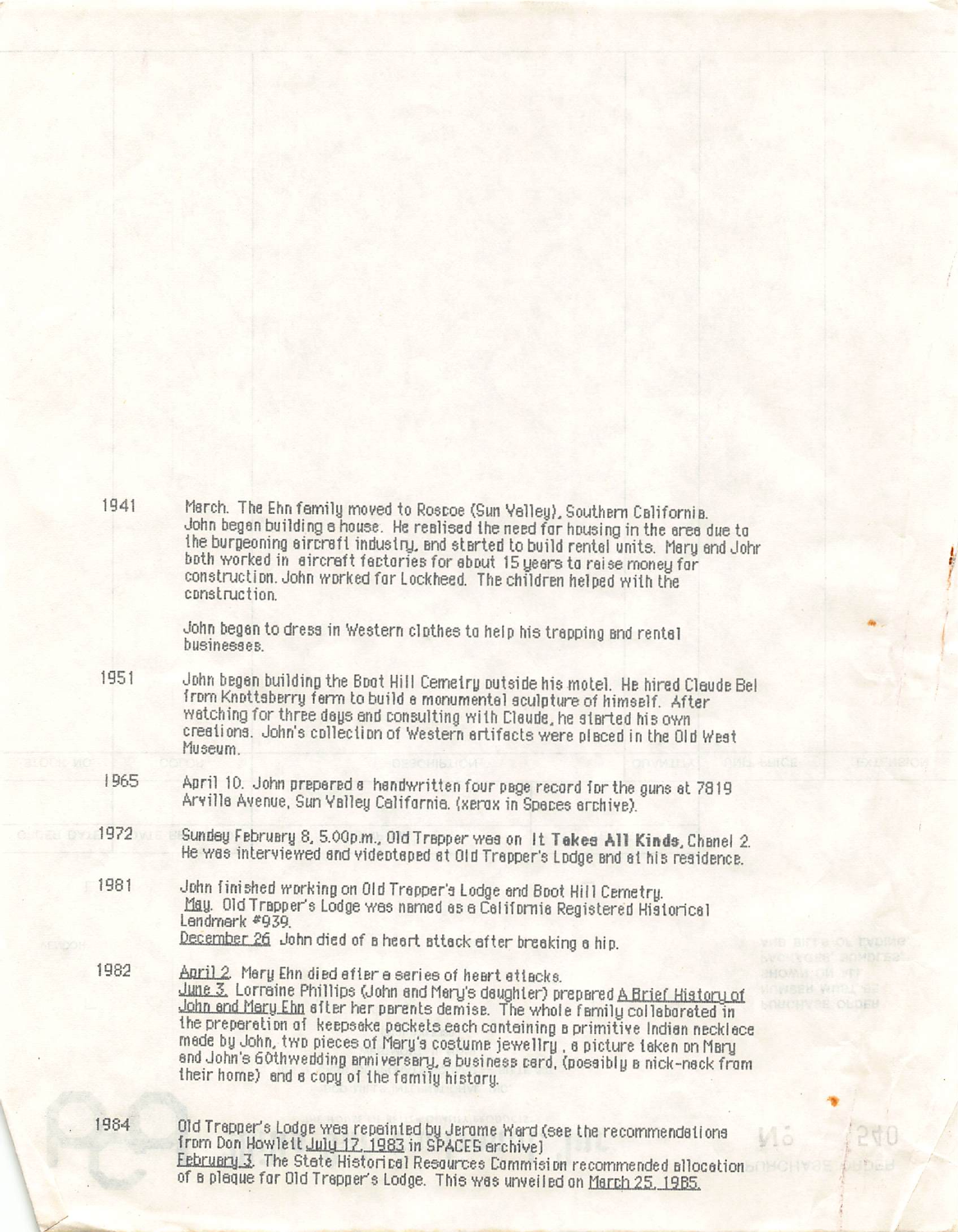1941 March. The Ehn family moved to Roscoe (Sun Valley), Southern California. John began building a house. He realised the need for housing in the area due to the burgeoning aircraft industry, and started to build rental units. Mary and John both worked in aircraft factories for about 15 years to raise money for construction. John worked for Lockheed. The children helped with the construction.

John began to dress in Western clothes to help his trapping and rental businesses.

1951 John began building the Boot Hill Cemetry outside his motel. He hired Claude Bel from Knottsberry farm to build a monumental sculpture of himself. After watching for three days and consulting with Claude, he started his own creations. John's collection of Western artifacts were placed in the Old West Museum.

1965 April 10. John prepared a handwritten four page record for the guns at 7819 Arvilla Avenue, Sun Valley California. (xerox in Spaces archive).

1972 Sunday February 8, 5.00p.m., Old Trapper was on **It Takes All Kinds**, Chanel 2. He was interviewed and videotaped at Old Trapper's Lodge and at his residence.

1981 John finished working on Old Trapper's Lodge and Boot Hill Cemetry. May. Old Trapper's Lodge was named as a California Registered Historical Landmark #939.
December 26 John died of a heart attack after breaking a hip.

1982 April 2. Mary Ehn died after a series of heart attacks.
June 3. Lorraine Phillips (John and Mary's daughter) prepared A Brief History of John and Mary Ehn after her parents demise. The whole family collaborated in the preparation of keepsake packets each containing a primitive Indian necklace made by John, two pieces of Mary's costume jewellry, a picture taken on Mary and John's 60thwedding anniversary, a business card, (possibly a nick-nack from their home) and a copy of the family history.

1984 Old Trapper's Lodge was repainted by Jerome Ward (see the recommendations from Don Howlett July 17, 1983 in SPACES archive)
February 3. The State Historical Resources Commision recommended allocation of a plaque for Old Trapper's Lodge. This was unveiled on March 25, 1985.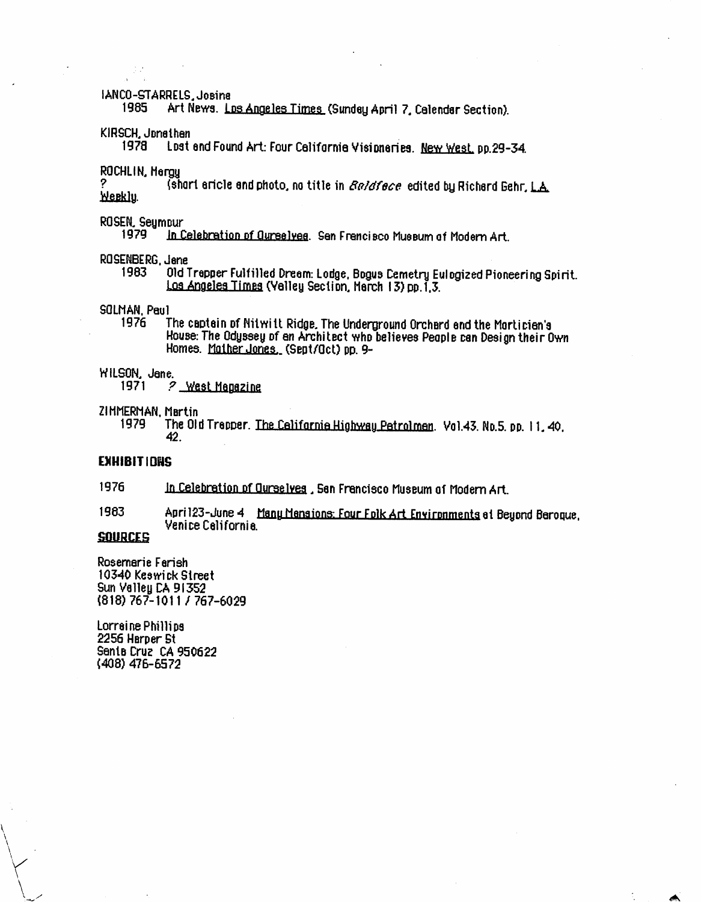IANCO-STARRELS, Josina
1985 Art News. Los Angeles Times (Sunday April 7, Calendar Section).

KIRSCH, Jonathen
1978 Lost and Found Art: Four California Visionaries. New West. pp.29-34.

ROCHLIN, Margy
? (short aricle and photo, no title in *Boldface* edited by Richard Gehr, L.A. Weekly.

ROSEN, Seymour
1979 In Celebration of Ourselves. San Francisco Museum of Modern Art.

ROSENBERG, Jane
1983 Old Trapper Fulfilled Dream: Lodge, Bogus Cemetry Eulogized Pioneering Spirit. Los Angeles Times (Valley Section, March 13) pp.1,3.

SOLMAN, Paul
1976 The captain of Nitwitt Ridge, The Underground Orchard and the Mortician's House: The Odyssey of an Architect who believes People can Design their Own Homes. Mother Jones. (Sept/Oct) pp. 9-

WILSON, Jane.
1971 ? West Magazine

ZIMMERMAN, Martin
1979 The Old Trapper. The California Highway Patrolman. Vol.43. No.5. pp. 11, 40, 42.

## EXHIBITIONS

1976 In Celebration of Ourselves . San Francisco Museum of Modern Art.

1983 April23-June 4 Many Mansions: Four Folk Art Environments at Beyond Baroque, Venice California.

## SOURCES

Rosemarie Farish
10340 Keswick Street
Sun Valley CA 91352
(818) 767-1011 / 767-6029

Lorraine Phillips
2256 Harper St
Santa Cruz CA 950622
(408) 476-6572